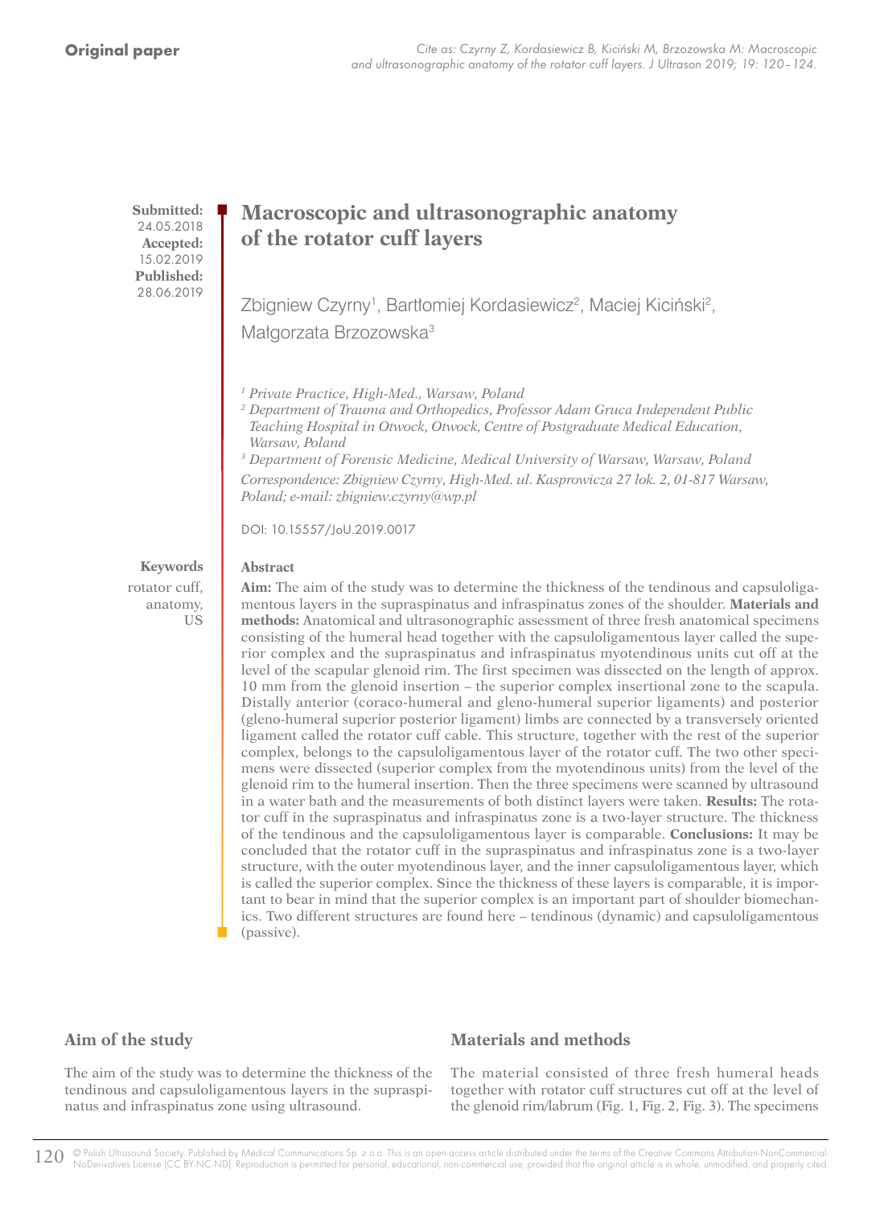**Original paper**

*Cite as: Czyrny Z, Kordasiewicz B, Kiciński M, Brzozowska M: Macroscopic and ultrasonographic anatomy of the rotator cuff layers. J Ultrason 2019; 19: 120–124.*

**Submitted:** 24.05.2018
**Accepted:** 15.02.2019
**Published:** 28.06.2019

# Macroscopic and ultrasonographic anatomy of the rotator cuff layers

Zbigniew Czyrny[1], Bartłomiej Kordasiewicz[2], Maciej Kiciński[2], Małgorzata Brzozowska[3]

*[1] Private Practice, High-Med., Warsaw, Poland*
*[2] Department of Trauma and Orthopedics, Professor Adam Gruca Independent Public Teaching Hospital in Otwock, Otwock, Centre of Postgraduate Medical Education, Warsaw, Poland*
*[3] Department of Forensic Medicine, Medical University of Warsaw, Warsaw, Poland*
*Correspondence: Zbigniew Czyrny, High-Med. ul. Kasprowicza 27 lok. 2, 01-817 Warsaw, Poland; e-mail: zbigniew.czyrny@wp.pl*

DOI: 10.15557/JoU.2019.0017

**Keywords**
rotator cuff, anatomy, US

**Abstract**

**Aim:** The aim of the study was to determine the thickness of the tendinous and capsuloligamentous layers in the supraspinatus and infraspinatus zones of the shoulder. **Materials and methods:** Anatomical and ultrasonographic assessment of three fresh anatomical specimens consisting of the humeral head together with the capsuloligamentous layer called the superior complex and the supraspinatus and infraspinatus myotendinous units cut off at the level of the scapular glenoid rim. The first specimen was dissected on the length of approx. 10 mm from the glenoid insertion – the superior complex insertional zone to the scapula. Distally anterior (coraco-humeral and gleno-humeral superior ligaments) and posterior (gleno-humeral superior posterior ligament) limbs are connected by a transversely oriented ligament called the rotator cuff cable. This structure, together with the rest of the superior complex, belongs to the capsuloligamentous layer of the rotator cuff. The two other specimens were dissected (superior complex from the myotendinous units) from the level of the glenoid rim to the humeral insertion. Then the three specimens were scanned by ultrasound in a water bath and the measurements of both distinct layers were taken. **Results:** The rotator cuff in the supraspinatus and infraspinatus zone is a two-layer structure. The thickness of the tendinous and the capsuloligamentous layer is comparable. **Conclusions:** It may be concluded that the rotator cuff in the supraspinatus and infraspinatus zone is a two-layer structure, with the outer myotendinous layer, and the inner capsuloligamentous layer, which is called the superior complex. Since the thickness of these layers is comparable, it is important to bear in mind that the superior complex is an important part of shoulder biomechanics. Two different structures are found here – tendinous (dynamic) and capsuloligamentous (passive).

## Aim of the study

The aim of the study was to determine the thickness of the tendinous and capsuloligamentous layers in the supraspinatus and infraspinatus zone using ultrasound.

## Materials and methods

The material consisted of three fresh humeral heads together with rotator cuff structures cut off at the level of the glenoid rim/labrum (Fig. 1, Fig. 2, Fig. 3). The specimens

© Polish Ultrasound Society. Published by Medical Communications Sp. z o.o. This is an open-access article distributed under the terms of the Creative Commons Attribution-NonCommercial-NoDerivatives License (CC BY-NC-ND). Reproduction is permitted for personal, educational, non-commercial use, provided that the original article is in whole, unmodified, and properly cited.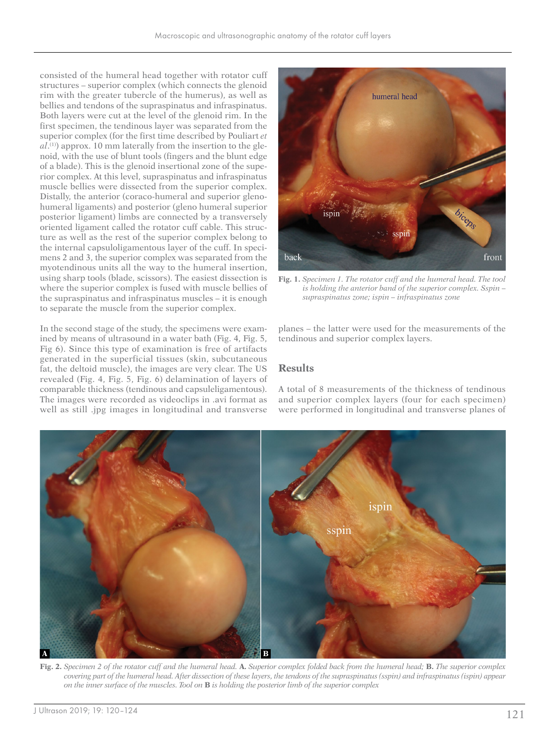consisted of the humeral head together with rotator cuff structures – superior complex (which connects the glenoid rim with the greater tubercle of the humerus), as well as bellies and tendons of the supraspinatus and infraspinatus. Both layers were cut at the level of the glenoid rim. In the first specimen, the tendinous layer was separated from the superior complex (for the first time described by Pouliart *et al*.[1]) approx. 10 mm laterally from the insertion to the glenoid, with the use of blunt tools (fingers and the blunt edge of a blade). This is the glenoid insertional zone of the superior complex. At this level, supraspinatus and infraspinatus muscle bellies were dissected from the superior complex. Distally, the anterior (coraco-humeral and superior glenohumeral ligaments) and posterior (gleno humeral superior posterior ligament) limbs are connected by a transversely oriented ligament called the rotator cuff cable. This structure as well as the rest of the superior complex belong to the internal capsuloligamentous layer of the cuff. In specimens 2 and 3, the superior complex was separated from the myotendinous units all the way to the humeral insertion, using sharp tools (blade, scissors). The easiest dissection is where the superior complex is fused with muscle bellies of the supraspinatus and infraspinatus muscles – it is enough to separate the muscle from the superior complex.

In the second stage of the study, the specimens were examined by means of ultrasound in a water bath (Fig. 4, Fig. 5, Fig 6). Since this type of examination is free of artifacts generated in the superficial tissues (skin, subcutaneous fat, the deltoid muscle), the images are very clear. The US revealed (Fig. 4, Fig. 5, Fig. 6) delamination of layers of comparable thickness (tendinous and capsuleligamentous). The images were recorded as videoclips in .avi format as well as still .jpg images in longitudinal and transverse planes – the latter were used for the measurements of the tendinous and superior complex layers.

**Fig. 1.** *Specimen 1. The rotator cuff and the humeral head. The tool is holding the anterior band of the superior complex. Sspin – supraspinatus zone; ispin – infraspinatus zone*

## Results

A total of 8 measurements of the thickness of tendinous and superior complex layers (four for each specimen) were performed in longitudinal and transverse planes of

**Fig. 2.** *Specimen 2 of the rotator cuff and the humeral head.* **A.** *Superior complex folded back from the humeral head;* **B.** *The superior complex covering part of the humeral head. After dissection of these layers, the tendons of the supraspinatus (sspin) and infraspinatus (ispin) appear on the inner surface of the muscles. Tool on* **B** *is holding the posterior limb of the superior complex*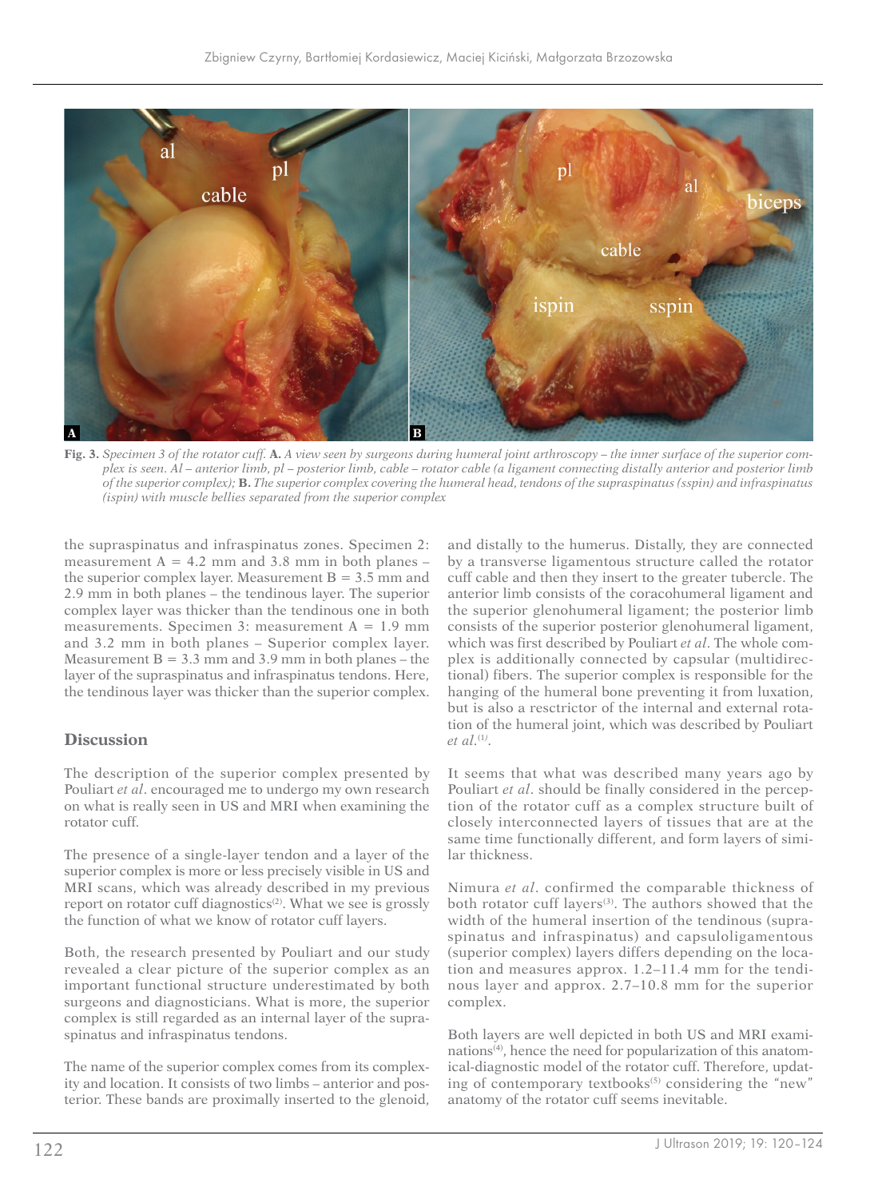**Fig. 3.** *Specimen 3 of the rotator cuff.* **A.** *A view seen by surgeons during humeral joint arthroscopy – the inner surface of the superior complex is seen. Al – anterior limb, pl – posterior limb, cable – rotator cable (a ligament connecting distally anterior and posterior limb of the superior complex);* **B.** *The superior complex covering the humeral head, tendons of the supraspinatus (sspin) and infraspinatus (ispin) with muscle bellies separated from the superior complex*

the supraspinatus and infraspinatus zones. Specimen 2: measurement A = 4.2 mm and 3.8 mm in both planes – the superior complex layer. Measurement B = 3.5 mm and 2.9 mm in both planes – the tendinous layer. The superior complex layer was thicker than the tendinous one in both measurements. Specimen 3: measurement A = 1.9 mm and 3.2 mm in both planes – Superior complex layer. Measurement B = 3.3 mm and 3.9 mm in both planes – the layer of the supraspinatus and infraspinatus tendons. Here, the tendinous layer was thicker than the superior complex.

## Discussion

The description of the superior complex presented by Pouliart *et al*. encouraged me to undergo my own research on what is really seen in US and MRI when examining the rotator cuff.

The presence of a single-layer tendon and a layer of the superior complex is more or less precisely visible in US and MRI scans, which was already described in my previous report on rotator cuff diagnostics[2]. What we see is grossly the function of what we know of rotator cuff layers.

Both, the research presented by Pouliart and our study revealed a clear picture of the superior complex as an important functional structure underestimated by both surgeons and diagnosticians. What is more, the superior complex is still regarded as an internal layer of the supraspinatus and infraspinatus tendons.

The name of the superior complex comes from its complexity and location. It consists of two limbs – anterior and posterior. These bands are proximally inserted to the glenoid, and distally to the humerus. Distally, they are connected by a transverse ligamentous structure called the rotator cuff cable and then they insert to the greater tubercle. The anterior limb consists of the coracohumeral ligament and the superior glenohumeral ligament; the posterior limb consists of the superior posterior glenohumeral ligament, which was first described by Pouliart *et al*. The whole complex is additionally connected by capsular (multidirectional) fibers. The superior complex is responsible for the hanging of the humeral bone preventing it from luxation, but is also a resctrictor of the internal and external rotation of the humeral joint, which was described by Pouliart *et al*.[1].

It seems that what was described many years ago by Pouliart *et al*. should be finally considered in the perception of the rotator cuff as a complex structure built of closely interconnected layers of tissues that are at the same time functionally different, and form layers of similar thickness.

Nimura *et al*. confirmed the comparable thickness of both rotator cuff layers[3]. The authors showed that the width of the humeral insertion of the tendinous (supraspinatus and infraspinatus) and capsuloligamentous (superior complex) layers differs depending on the location and measures approx. 1.2–11.4 mm for the tendinous layer and approx. 2.7–10.8 mm for the superior complex.

Both layers are well depicted in both US and MRI examinations[4], hence the need for popularization of this anatomical-diagnostic model of the rotator cuff. Therefore, updating of contemporary textbooks[5] considering the "new" anatomy of the rotator cuff seems inevitable.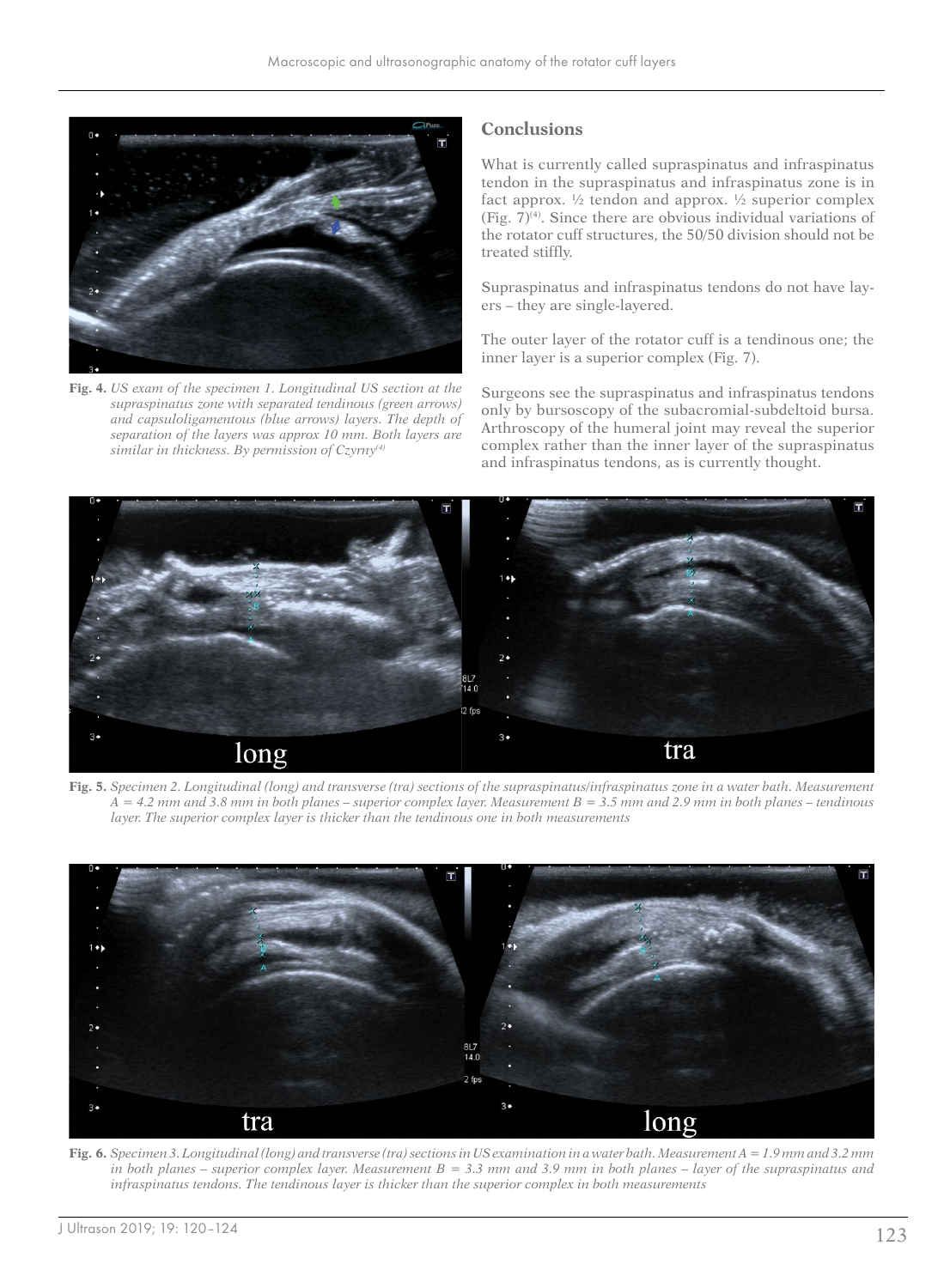Fig. 4. *US exam of the specimen 1. Longitudinal US section at the supraspinatus zone with separated tendinous (green arrows) and capsuloligamentous (blue arrows) layers. The depth of separation of the layers was approx 10 mm. Both layers are similar in thickness. By permission of Czyrny[4]*

## Conclusions

What is currently called supraspinatus and infraspinatus tendon in the supraspinatus and infraspinatus zone is in fact approx. ½ tendon and approx. ½ superior complex (Fig. 7)[4]. Since there are obvious individual variations of the rotator cuff structures, the 50/50 division should not be treated stiffly.

Supraspinatus and infraspinatus tendons do not have layers – they are single-layered.

The outer layer of the rotator cuff is a tendinous one; the inner layer is a superior complex (Fig. 7).

Surgeons see the supraspinatus and infraspinatus tendons only by bursoscopy of the subacromial-subdeltoid bursa. Arthroscopy of the humeral joint may reveal the superior complex rather than the inner layer of the supraspinatus and infraspinatus tendons, as is currently thought.

Fig. 5. *Specimen 2. Longitudinal (long) and transverse (tra) sections of the supraspinatus/infraspinatus zone in a water bath. Measurement A = 4.2 mm and 3.8 mm in both planes – superior complex layer. Measurement B = 3.5 mm and 2.9 mm in both planes – tendinous layer. The superior complex layer is thicker than the tendinous one in both measurements*

Fig. 6. *Specimen 3. Longitudinal (long) and transverse (tra) sections in US examination in a water bath. Measurement A = 1.9 mm and 3.2 mm in both planes – superior complex layer. Measurement B = 3.3 mm and 3.9 mm in both planes – layer of the supraspinatus and infraspinatus tendons. The tendinous layer is thicker than the superior complex in both measurements*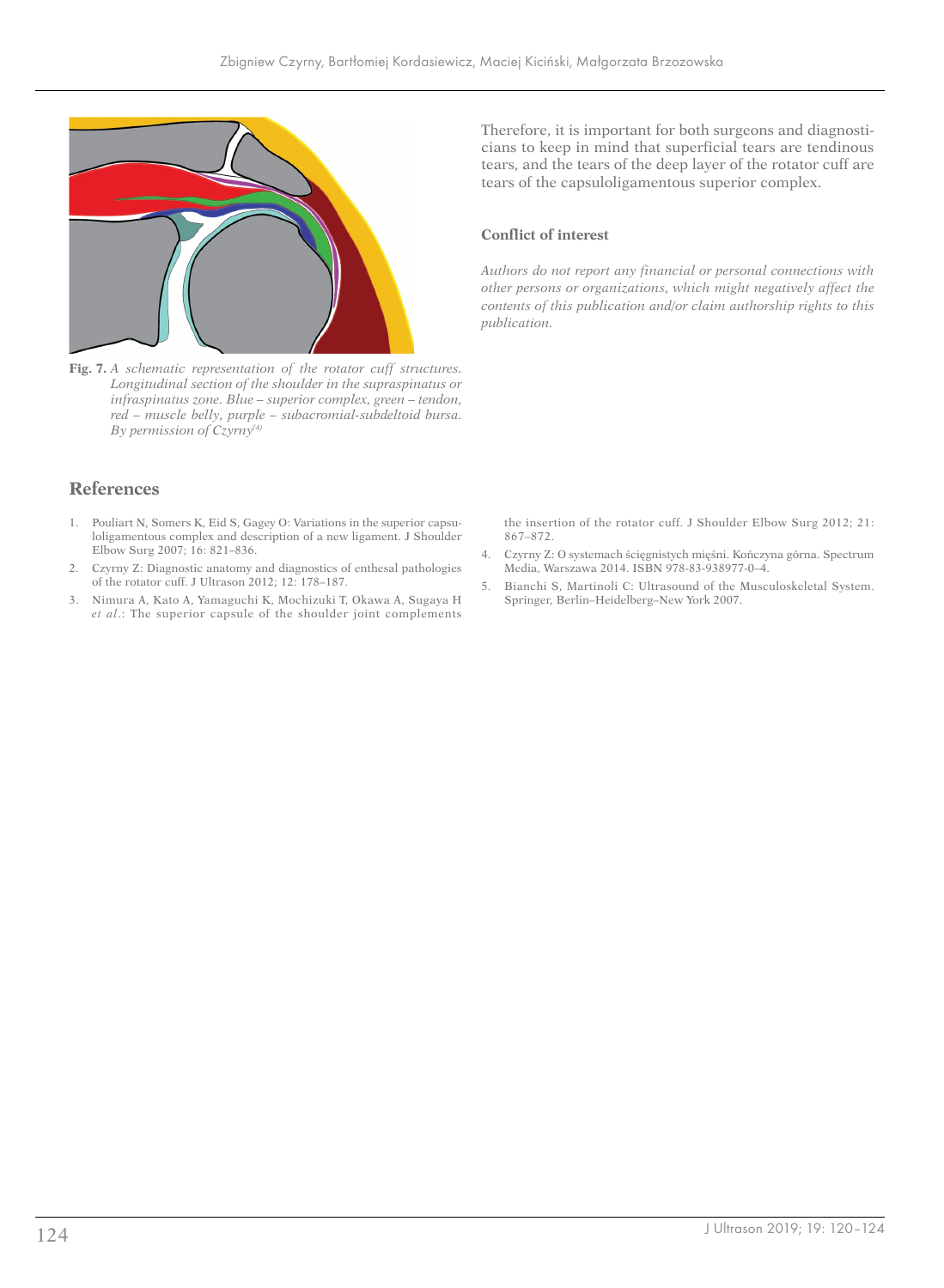Fig. 7. *A schematic representation of the rotator cuff structures. Longitudinal section of the shoulder in the supraspinatus or infraspinatus zone. Blue – superior complex, green – tendon, red – muscle belly, purple – subacromial-subdeltoid bursa. By permission of Czyrny[4]*

Therefore, it is important for both surgeons and diagnosticians to keep in mind that superficial tears are tendinous tears, and the tears of the deep layer of the rotator cuff are tears of the capsuloligamentous superior complex.

### Conflict of interest

*Authors do not report any financial or personal connections with other persons or organizations, which might negatively affect the contents of this publication and/or claim authorship rights to this publication.*

## References

1. Pouliart N, Somers K, Eid S, Gagey O: Variations in the superior capsuloligamentous complex and description of a new ligament. J Shoulder Elbow Surg 2007; 16: 821–836.
2. Czyrny Z: Diagnostic anatomy and diagnostics of enthesal pathologies of the rotator cuff. J Ultrason 2012; 12: 178–187.
3. Nimura A, Kato A, Yamaguchi K, Mochizuki T, Okawa A, Sugaya H *et al.*: The superior capsule of the shoulder joint complements the insertion of the rotator cuff. J Shoulder Elbow Surg 2012; 21: 867–872.
4. Czyrny Z: O systemach ścięgnistych mięśni. Kończyna górna. Spectrum Media, Warszawa 2014. ISBN 978-83-938977-0-4.
5. Bianchi S, Martinoli C: Ultrasound of the Musculoskeletal System. Springer, Berlin–Heidelberg–New York 2007.